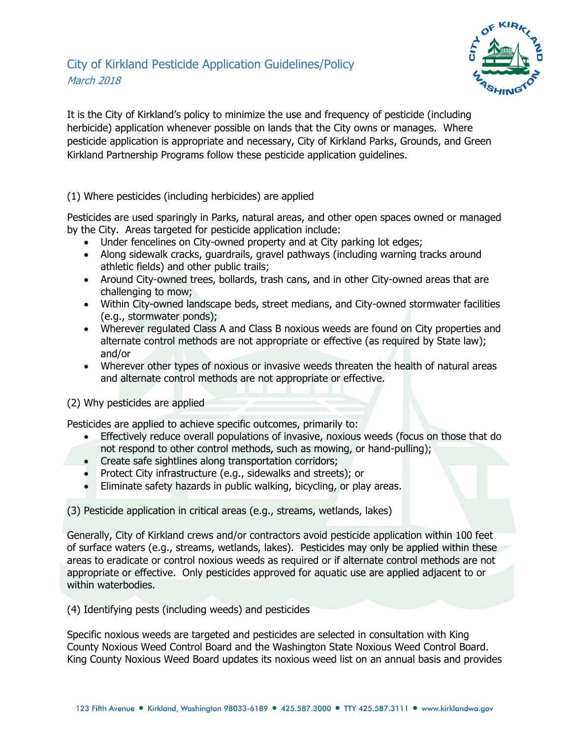# City of Kirkland Pesticide Application Guidelines/Policy

*March 2018*

It is the City of Kirkland's policy to minimize the use and frequency of pesticide (including herbicide) application whenever possible on lands that the City owns or manages. Where pesticide application is appropriate and necessary, City of Kirkland Parks, Grounds, and Green Kirkland Partnership Programs follow these pesticide application guidelines.

## (1) Where pesticides (including herbicides) are applied

Pesticides are used sparingly in Parks, natural areas, and other open spaces owned or managed by the City. Areas targeted for pesticide application include:

- Under fencelines on City-owned property and at City parking lot edges;
- Along sidewalk cracks, guardrails, gravel pathways (including warning tracks around athletic fields) and other public trails;
- Around City-owned trees, bollards, trash cans, and in other City-owned areas that are challenging to mow;
- Within City-owned landscape beds, street medians, and City-owned stormwater facilities (e.g., stormwater ponds);
- Wherever regulated Class A and Class B noxious weeds are found on City properties and alternate control methods are not appropriate or effective (as required by State law); and/or
- Wherever other types of noxious or invasive weeds threaten the health of natural areas and alternate control methods are not appropriate or effective.

## (2) Why pesticides are applied

Pesticides are applied to achieve specific outcomes, primarily to:

- Effectively reduce overall populations of invasive, noxious weeds (focus on those that do not respond to other control methods, such as mowing, or hand-pulling);
- Create safe sightlines along transportation corridors;
- Protect City infrastructure (e.g., sidewalks and streets); or
- Eliminate safety hazards in public walking, bicycling, or play areas.

## (3) Pesticide application in critical areas (e.g., streams, wetlands, lakes)

Generally, City of Kirkland crews and/or contractors avoid pesticide application within 100 feet of surface waters (e.g., streams, wetlands, lakes). Pesticides may only be applied within these areas to eradicate or control noxious weeds as required or if alternate control methods are not appropriate or effective. Only pesticides approved for aquatic use are applied adjacent to or within waterbodies.

## (4) Identifying pests (including weeds) and pesticides

Specific noxious weeds are targeted and pesticides are selected in consultation with King County Noxious Weed Control Board and the Washington State Noxious Weed Control Board. King County Noxious Weed Board updates its noxious weed list on an annual basis and provides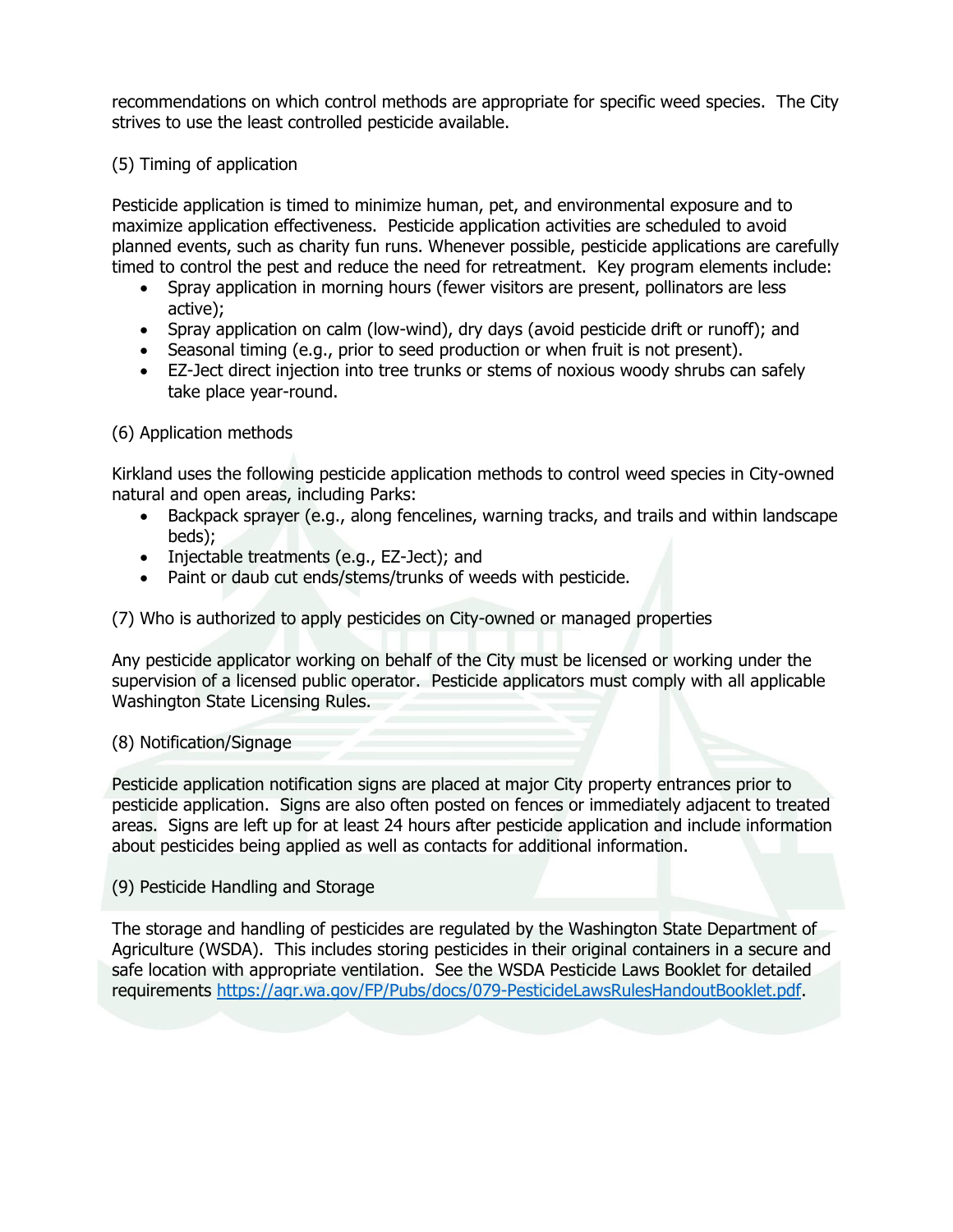recommendations on which control methods are appropriate for specific weed species. The City strives to use the least controlled pesticide available.

(5) Timing of application

Pesticide application is timed to minimize human, pet, and environmental exposure and to maximize application effectiveness. Pesticide application activities are scheduled to avoid planned events, such as charity fun runs. Whenever possible, pesticide applications are carefully timed to control the pest and reduce the need for retreatment. Key program elements include:

- Spray application in morning hours (fewer visitors are present, pollinators are less active);
- Spray application on calm (low-wind), dry days (avoid pesticide drift or runoff); and
- Seasonal timing (e.g., prior to seed production or when fruit is not present).
- EZ-Ject direct injection into tree trunks or stems of noxious woody shrubs can safely take place year-round.

(6) Application methods

Kirkland uses the following pesticide application methods to control weed species in City-owned natural and open areas, including Parks:

- Backpack sprayer (e.g., along fencelines, warning tracks, and trails and within landscape beds);
- Injectable treatments (e.g., EZ-Ject); and
- Paint or daub cut ends/stems/trunks of weeds with pesticide.

(7) Who is authorized to apply pesticides on City-owned or managed properties

Any pesticide applicator working on behalf of the City must be licensed or working under the supervision of a licensed public operator. Pesticide applicators must comply with all applicable Washington State Licensing Rules.

(8) Notification/Signage

Pesticide application notification signs are placed at major City property entrances prior to pesticide application. Signs are also often posted on fences or immediately adjacent to treated areas. Signs are left up for at least 24 hours after pesticide application and include information about pesticides being applied as well as contacts for additional information.

(9) Pesticide Handling and Storage

The storage and handling of pesticides are regulated by the Washington State Department of Agriculture (WSDA). This includes storing pesticides in their original containers in a secure and safe location with appropriate ventilation. See the WSDA Pesticide Laws Booklet for detailed requirements https://agr.wa.gov/FP/Pubs/docs/079-PesticideLawsRulesHandoutBooklet.pdf.